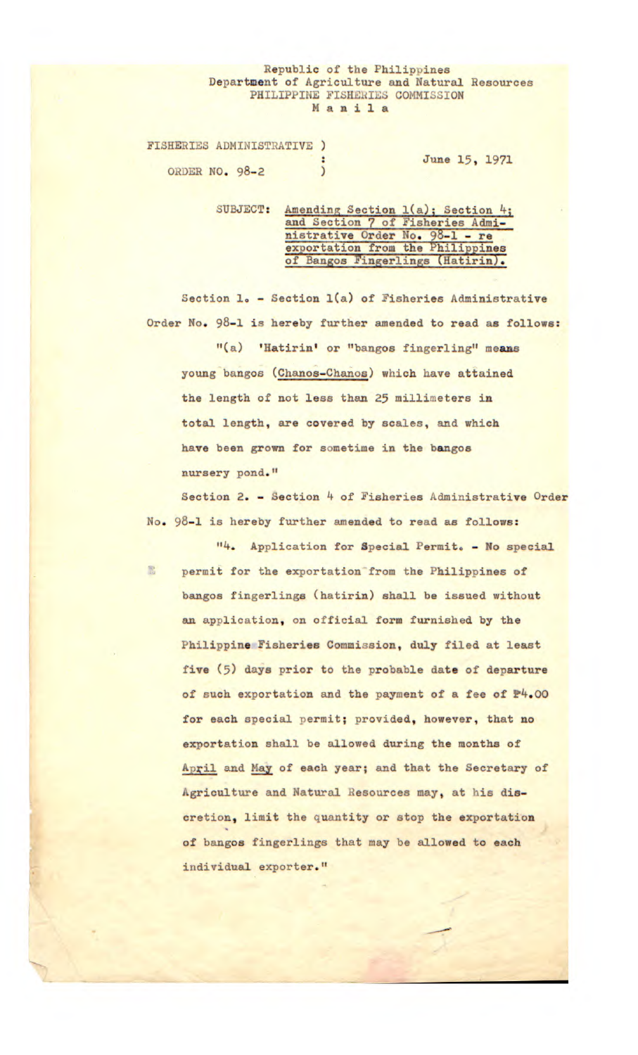Republic of the Philippines
Department of Agriculture and Natural Resources
PHILIPPINE FISHERIES COMMISSION
M a n i l a

FISHERIES ADMINISTRATIVE ORDER NO. 98-2

June 15, 1971

SUBJECT: Amending Section 1(a); Section 4; and Section 7 of Fisheries Administrative Order No. 98-1 - re exportation from the Philippines of Bangos Fingerlings (Hatirin).

Section 1. - Section 1(a) of Fisheries Administrative Order No. 98-1 is hereby further amended to read as follows:

"(a) 'Hatirin' or "bangos fingerling" means young bangos (Chanos-Chanos) which have attained the length of not less than 25 millimeters in total length, are covered by scales, and which have been grown for sometime in the bangos nursery pond."

Section 2. - Section 4 of Fisheries Administrative Order No. 98-1 is hereby further amended to read as follows:

"4. Application for Special Permit. - No special permit for the exportation from the Philippines of bangos fingerlings (hatirin) shall be issued without an application, on official form furnished by the Philippine Fisheries Commission, duly filed at least five (5) days prior to the probable date of departure of such exportation and the payment of a fee of ₱4.00 for each special permit; provided, however, that no exportation shall be allowed during the months of April and May of each year; and that the Secretary of Agriculture and Natural Resources may, at his discretion, limit the quantity or stop the exportation of bangos fingerlings that may be allowed to each individual exporter."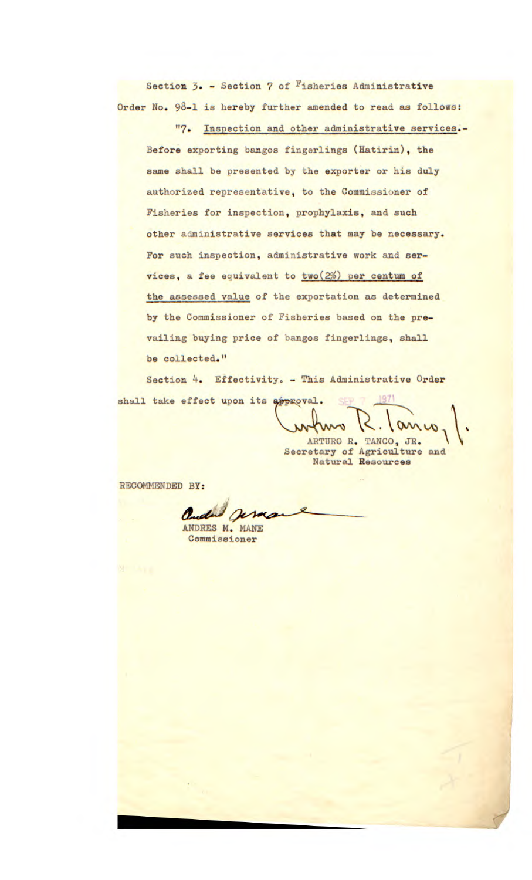Section 3. - Section 7 of Fisheries Administrative Order No. 98-1 is hereby further amended to read as follows:

"7. Inspection and other administrative services.- Before exporting bangos fingerlings (Hatirin), the same shall be presented by the exporter or his duly authorized representative, to the Commissioner of Fisheries for inspection, prophylaxis, and such other administrative services that may be necessary. For such inspection, administrative work and services, a fee equivalent to two(2%) per centum of the assessed value of the exportation as determined by the Commissioner of Fisheries based on the prevailing buying price of bangos fingerlings, shall be collected."

Section 4. Effectivity. - This Administrative Order shall take effect upon its approval. SEP 7 1971

ARTURO R. TANCO, JR.
Secretary of Agriculture and Natural Resources

RECOMMENDED BY:

ANDRES M. MANE
Commissioner